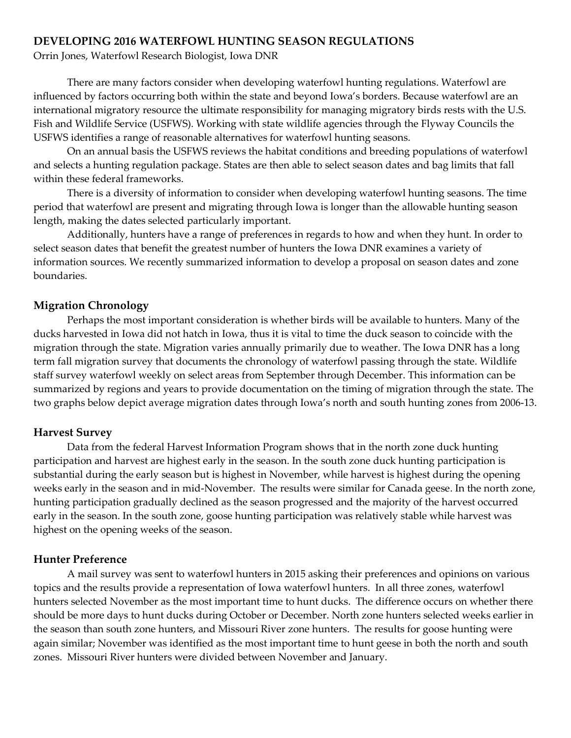## DEVELOPING 2016 WATERFOWL HUNTING SEASON REGULATIONS

Orrin Jones, Waterfowl Research Biologist, Iowa DNR

There are many factors consider when developing waterfowl hunting regulations. Waterfowl are influenced by factors occurring both within the state and beyond Iowa's borders. Because waterfowl are an international migratory resource the ultimate responsibility for managing migratory birds rests with the U.S. Fish and Wildlife Service (USFWS). Working with state wildlife agencies through the Flyway Councils the USFWS identifies a range of reasonable alternatives for waterfowl hunting seasons.

On an annual basis the USFWS reviews the habitat conditions and breeding populations of waterfowl and selects a hunting regulation package. States are then able to select season dates and bag limits that fall within these federal frameworks.

There is a diversity of information to consider when developing waterfowl hunting seasons. The time period that waterfowl are present and migrating through Iowa is longer than the allowable hunting season length, making the dates selected particularly important.

Additionally, hunters have a range of preferences in regards to how and when they hunt. In order to select season dates that benefit the greatest number of hunters the Iowa DNR examines a variety of information sources. We recently summarized information to develop a proposal on season dates and zone boundaries.

### Migration Chronology

Perhaps the most important consideration is whether birds will be available to hunters. Many of the ducks harvested in Iowa did not hatch in Iowa, thus it is vital to time the duck season to coincide with the migration through the state. Migration varies annually primarily due to weather. The Iowa DNR has a long term fall migration survey that documents the chronology of waterfowl passing through the state. Wildlife staff survey waterfowl weekly on select areas from September through December. This information can be summarized by regions and years to provide documentation on the timing of migration through the state. The two graphs below depict average migration dates through Iowa's north and south hunting zones from 2006-13.

### Harvest Survey

Data from the federal Harvest Information Program shows that in the north zone duck hunting participation and harvest are highest early in the season. In the south zone duck hunting participation is substantial during the early season but is highest in November, while harvest is highest during the opening weeks early in the season and in mid-November. The results were similar for Canada geese. In the north zone, hunting participation gradually declined as the season progressed and the majority of the harvest occurred early in the season. In the south zone, goose hunting participation was relatively stable while harvest was highest on the opening weeks of the season.

### Hunter Preference

A mail survey was sent to waterfowl hunters in 2015 asking their preferences and opinions on various topics and the results provide a representation of Iowa waterfowl hunters. In all three zones, waterfowl hunters selected November as the most important time to hunt ducks. The difference occurs on whether there should be more days to hunt ducks during October or December. North zone hunters selected weeks earlier in the season than south zone hunters, and Missouri River zone hunters. The results for goose hunting were again similar; November was identified as the most important time to hunt geese in both the north and south zones. Missouri River hunters were divided between November and January.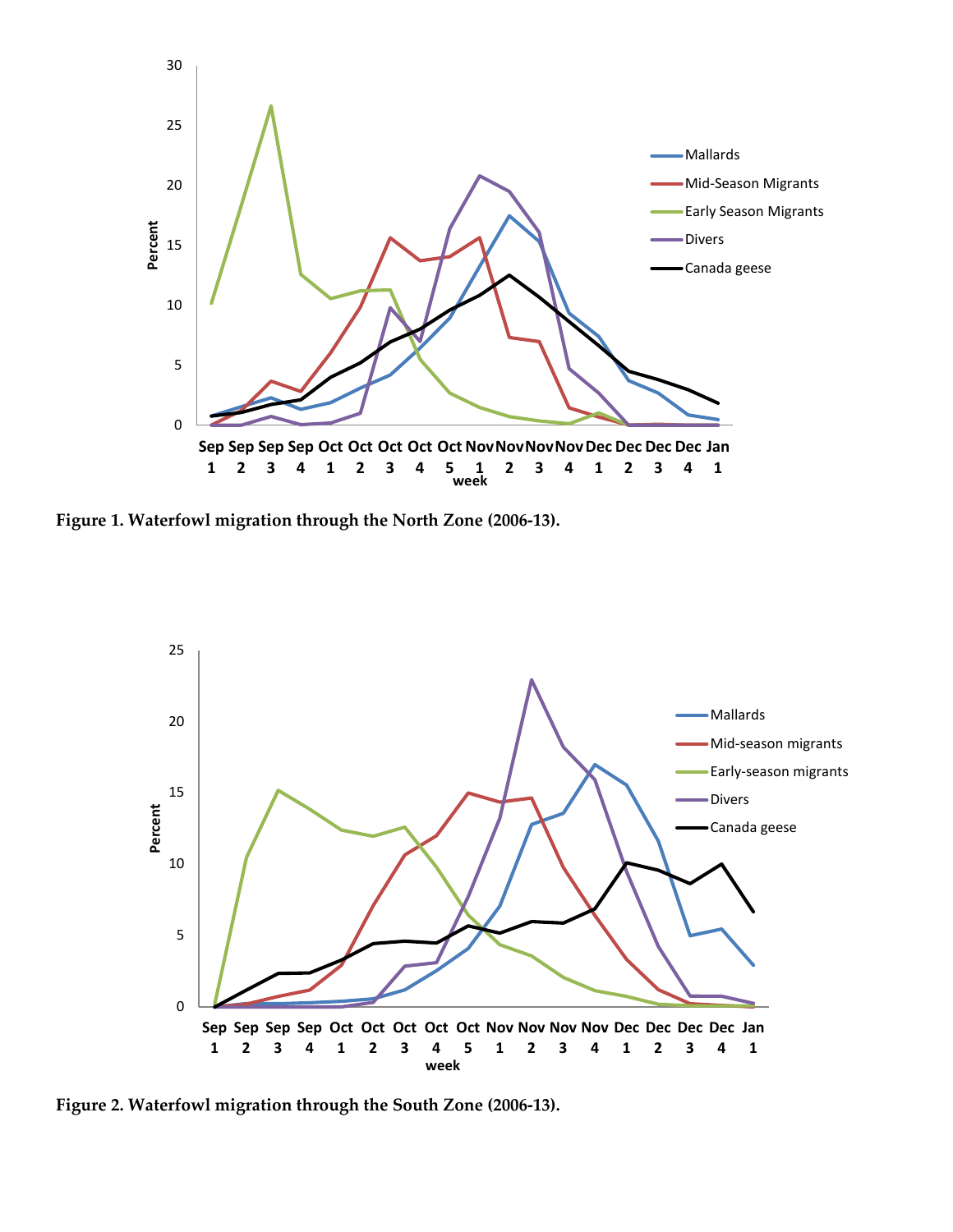30
25
20
15
10
5
0

Percent

Mallards
Mid-Season Migrants
Early Season Migrants
Divers
Canada geese

Sep 1 Sep 2 Sep 3 Sep 4 Oct 1 Oct 2 Oct 3 Oct 4 Oct 5 Nov 1 Nov 2 Nov 3 Nov 4 Dec 1 Dec 2 Dec 3 Dec 4 Jan 1

week

**Figure 1. Waterfowl migration through the North Zone (2006-13).**

25
20
15
10
5
0

Percent

Mallards
Mid-season migrants
Early-season migrants
Divers
Canada geese

Sep 1 Sep 2 Sep 3 Sep 4 Oct 1 Oct 2 Oct 3 Oct 4 Oct 5 Nov 1 Nov 2 Nov 3 Nov 4 Dec 1 Dec 2 Dec 3 Dec 4 Jan 1

week

**Figure 2. Waterfowl migration through the South Zone (2006-13).**